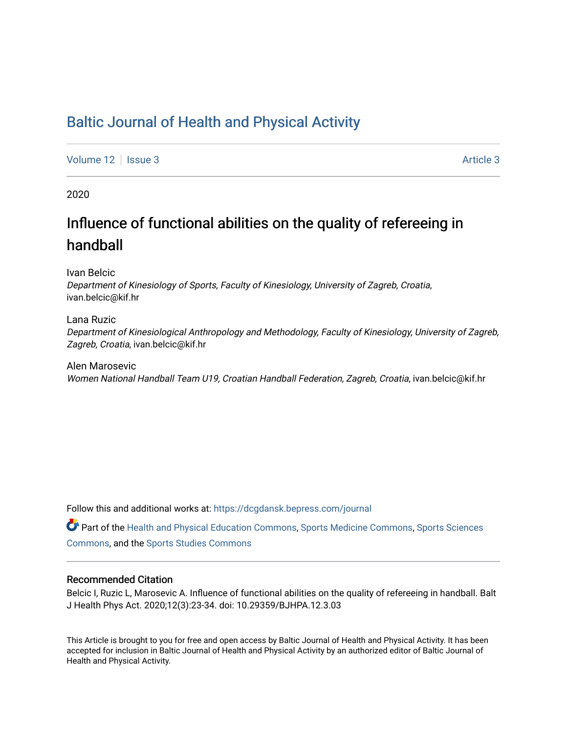# Baltic Journal of Health and Physical Activity

Volume 12 | Issue 3 | Article 3

2020

## Influence of functional abilities on the quality of refereeing in handball

Ivan Belcic
*Department of Kinesiology of Sports, Faculty of Kinesiology, University of Zagreb, Croatia*, ivan.belcic@kif.hr

Lana Ruzic
*Department of Kinesiological Anthropology and Methodology, Faculty of Kinesiology, University of Zagreb, Zagreb, Croatia*, ivan.belcic@kif.hr

Alen Marosevic
*Women National Handball Team U19, Croatian Handball Federation, Zagreb, Croatia*, ivan.belcic@kif.hr

Follow this and additional works at: https://dcgdansk.bepress.com/journal

Part of the Health and Physical Education Commons, Sports Medicine Commons, Sports Sciences Commons, and the Sports Studies Commons

### Recommended Citation

Belcic I, Ruzic L, Marosevic A. Influence of functional abilities on the quality of refereeing in handball. Balt J Health Phys Act. 2020;12(3):23-34. doi: 10.29359/BJHPA.12.3.03

This Article is brought to you for free and open access by Baltic Journal of Health and Physical Activity. It has been accepted for inclusion in Baltic Journal of Health and Physical Activity by an authorized editor of Baltic Journal of Health and Physical Activity.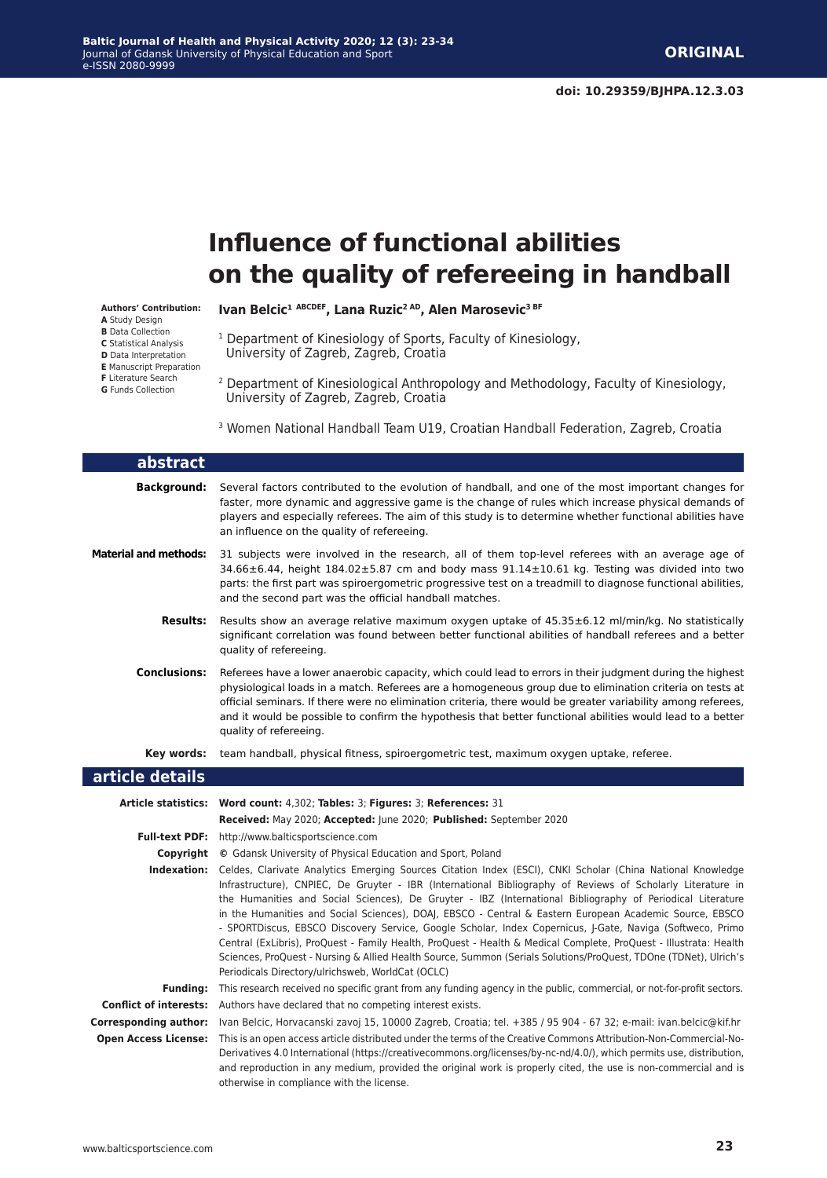**ORIGINAL**

doi: 10.29359/BJHPA.12.3.03

# Influence of functional abilities on the quality of refereeing in handball

**Authors' Contribution:**
**A** Study Design
**B** Data Collection
**C** Statistical Analysis
**D** Data Interpretation
**E** Manuscript Preparation
**F** Literature Search
**G** Funds Collection

**Ivan Belcic[1 ABCDEF], Lana Ruzic[2 AD], Alen Marosevic[3 BF]**

[1] Department of Kinesiology of Sports, Faculty of Kinesiology, University of Zagreb, Zagreb, Croatia

[2] Department of Kinesiological Anthropology and Methodology, Faculty of Kinesiology, University of Zagreb, Zagreb, Croatia

[3] Women National Handball Team U19, Croatian Handball Federation, Zagreb, Croatia

## abstract

**Background:** Several factors contributed to the evolution of handball, and one of the most important changes for faster, more dynamic and aggressive game is the change of rules which increase physical demands of players and especially referees. The aim of this study is to determine whether functional abilities have an influence on the quality of refereeing.

**Material and methods:** 31 subjects were involved in the research, all of them top-level referees with an average age of 34.66±6.44, height 184.02±5.87 cm and body mass 91.14±10.61 kg. Testing was divided into two parts: the first part was spiroergometric progressive test on a treadmill to diagnose functional abilities, and the second part was the official handball matches.

**Results:** Results show an average relative maximum oxygen uptake of 45.35±6.12 ml/min/kg. No statistically significant correlation was found between better functional abilities of handball referees and a better quality of refereeing.

**Conclusions:** Referees have a lower anaerobic capacity, which could lead to errors in their judgment during the highest physiological loads in a match. Referees are a homogeneous group due to elimination criteria on tests at official seminars. If there were no elimination criteria, there would be greater variability among referees, and it would be possible to confirm the hypothesis that better functional abilities would lead to a better quality of refereeing.

**Key words:** team handball, physical fitness, spiroergometric test, maximum oxygen uptake, referee.

## article details

**Article statistics:** **Word count:** 4,302; **Tables:** 3; **Figures:** 3; **References:** 31
**Received:** May 2020; **Accepted:** June 2020; **Published:** September 2020

**Full-text PDF:** http://www.balticsportscience.com

**Copyright** © Gdansk University of Physical Education and Sport, Poland

**Indexation:** Celdes, Clarivate Analytics Emerging Sources Citation Index (ESCI), CNKI Scholar (China National Knowledge Infrastructure), CNPIEC, De Gruyter - IBR (International Bibliography of Reviews of Scholarly Literature in the Humanities and Social Sciences), De Gruyter - IBZ (International Bibliography of Periodical Literature in the Humanities and Social Sciences), DOAJ, EBSCO - Central & Eastern European Academic Source, EBSCO - SPORTDiscus, EBSCO Discovery Service, Google Scholar, Index Copernicus, J-Gate, Naviga (Softweco, Primo Central (ExLibris), ProQuest - Family Health, ProQuest - Health & Medical Complete, ProQuest - Illustrata: Health Sciences, ProQuest - Nursing & Allied Health Source, Summon (Serials Solutions/ProQuest, TDOne (TDNet), Ulrich's Periodicals Directory/ulrichsweb, WorldCat (OCLC)

**Funding:** This research received no specific grant from any funding agency in the public, commercial, or not-for-profit sectors.

**Conflict of interests:** Authors have declared that no competing interest exists.

**Corresponding author:** Ivan Belcic, Horvacanski zavoj 15, 10000 Zagreb, Croatia; tel. +385 / 95 904 - 67 32; e-mail: ivan.belcic@kif.hr

**Open Access License:** This is an open access article distributed under the terms of the Creative Commons Attribution-Non-Commercial-No-Derivatives 4.0 International (https://creativecommons.org/licenses/by-nc-nd/4.0/), which permits use, distribution, and reproduction in any medium, provided the original work is properly cited, the use is non-commercial and is otherwise in compliance with the license.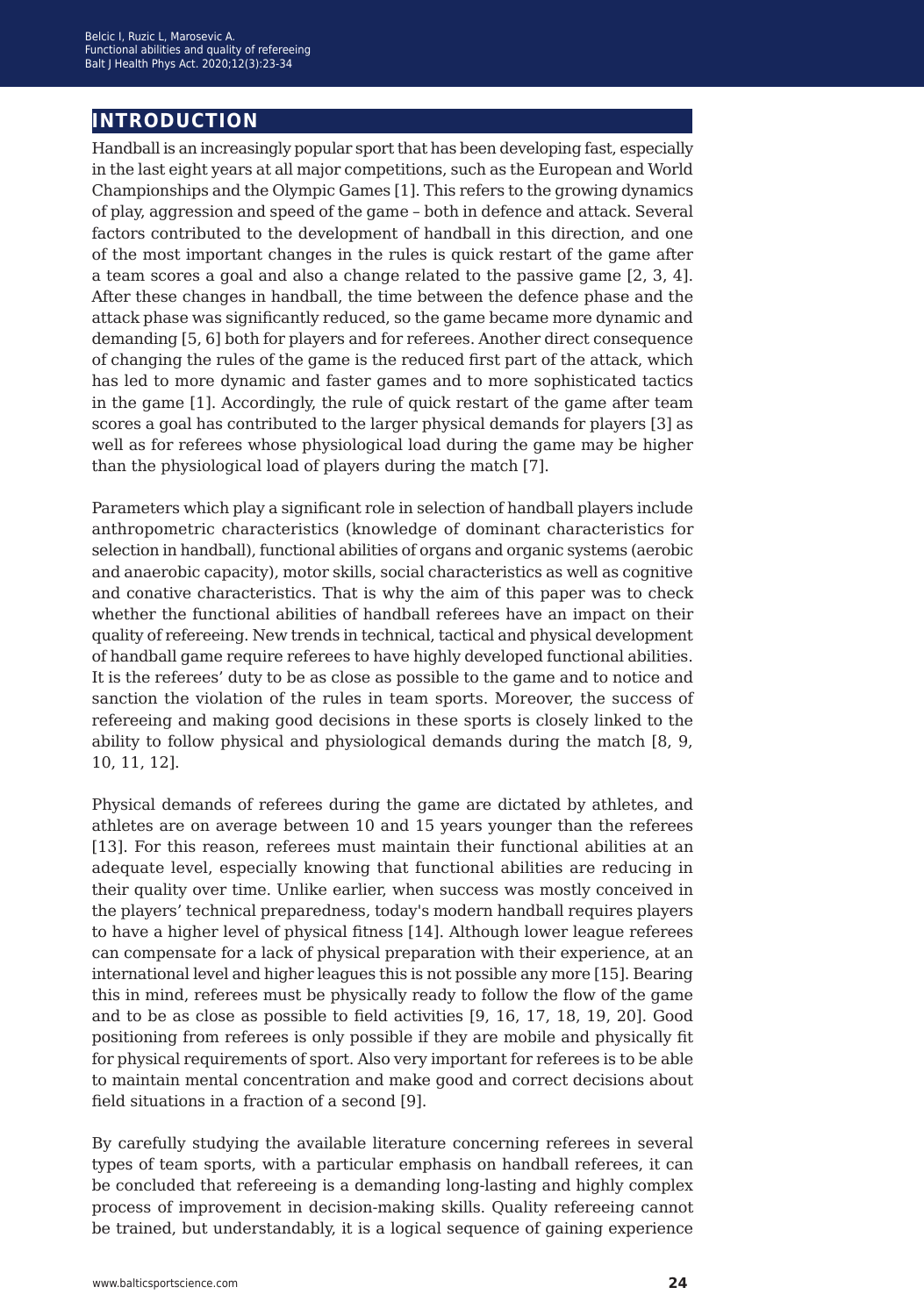## INTRODUCTION

Handball is an increasingly popular sport that has been developing fast, especially in the last eight years at all major competitions, such as the European and World Championships and the Olympic Games [1]. This refers to the growing dynamics of play, aggression and speed of the game – both in defence and attack. Several factors contributed to the development of handball in this direction, and one of the most important changes in the rules is quick restart of the game after a team scores a goal and also a change related to the passive game [2, 3, 4]. After these changes in handball, the time between the defence phase and the attack phase was significantly reduced, so the game became more dynamic and demanding [5, 6] both for players and for referees. Another direct consequence of changing the rules of the game is the reduced first part of the attack, which has led to more dynamic and faster games and to more sophisticated tactics in the game [1]. Accordingly, the rule of quick restart of the game after team scores a goal has contributed to the larger physical demands for players [3] as well as for referees whose physiological load during the game may be higher than the physiological load of players during the match [7].

Parameters which play a significant role in selection of handball players include anthropometric characteristics (knowledge of dominant characteristics for selection in handball), functional abilities of organs and organic systems (aerobic and anaerobic capacity), motor skills, social characteristics as well as cognitive and conative characteristics. That is why the aim of this paper was to check whether the functional abilities of handball referees have an impact on their quality of refereeing. New trends in technical, tactical and physical development of handball game require referees to have highly developed functional abilities. It is the referees' duty to be as close as possible to the game and to notice and sanction the violation of the rules in team sports. Moreover, the success of refereeing and making good decisions in these sports is closely linked to the ability to follow physical and physiological demands during the match [8, 9, 10, 11, 12].

Physical demands of referees during the game are dictated by athletes, and athletes are on average between 10 and 15 years younger than the referees [13]. For this reason, referees must maintain their functional abilities at an adequate level, especially knowing that functional abilities are reducing in their quality over time. Unlike earlier, when success was mostly conceived in the players' technical preparedness, today's modern handball requires players to have a higher level of physical fitness [14]. Although lower league referees can compensate for a lack of physical preparation with their experience, at an international level and higher leagues this is not possible any more [15]. Bearing this in mind, referees must be physically ready to follow the flow of the game and to be as close as possible to field activities [9, 16, 17, 18, 19, 20]. Good positioning from referees is only possible if they are mobile and physically fit for physical requirements of sport. Also very important for referees is to be able to maintain mental concentration and make good and correct decisions about field situations in a fraction of a second [9].

By carefully studying the available literature concerning referees in several types of team sports, with a particular emphasis on handball referees, it can be concluded that refereeing is a demanding long-lasting and highly complex process of improvement in decision-making skills. Quality refereeing cannot be trained, but understandably, it is a logical sequence of gaining experience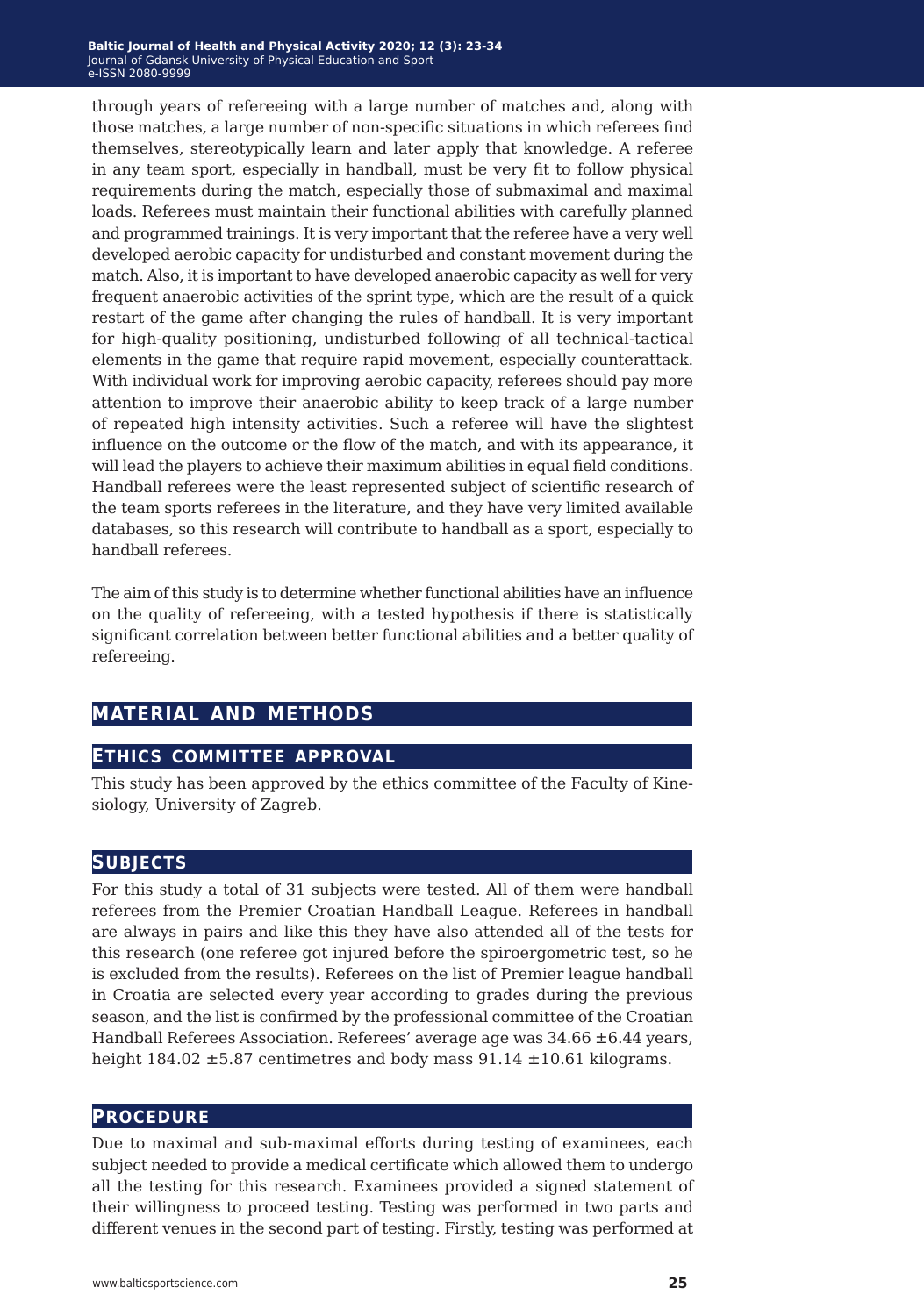through years of refereeing with a large number of matches and, along with those matches, a large number of non-specific situations in which referees find themselves, stereotypically learn and later apply that knowledge. A referee in any team sport, especially in handball, must be very fit to follow physical requirements during the match, especially those of submaximal and maximal loads. Referees must maintain their functional abilities with carefully planned and programmed trainings. It is very important that the referee have a very well developed aerobic capacity for undisturbed and constant movement during the match. Also, it is important to have developed anaerobic capacity as well for very frequent anaerobic activities of the sprint type, which are the result of a quick restart of the game after changing the rules of handball. It is very important for high-quality positioning, undisturbed following of all technical-tactical elements in the game that require rapid movement, especially counterattack. With individual work for improving aerobic capacity, referees should pay more attention to improve their anaerobic ability to keep track of a large number of repeated high intensity activities. Such a referee will have the slightest influence on the outcome or the flow of the match, and with its appearance, it will lead the players to achieve their maximum abilities in equal field conditions. Handball referees were the least represented subject of scientific research of the team sports referees in the literature, and they have very limited available databases, so this research will contribute to handball as a sport, especially to handball referees.

The aim of this study is to determine whether functional abilities have an influence on the quality of refereeing, with a tested hypothesis if there is statistically significant correlation between better functional abilities and a better quality of refereeing.

## MATERIAL AND METHODS

### ETHICS COMMITTEE APPROVAL

This study has been approved by the ethics committee of the Faculty of Kinesiology, University of Zagreb.

### SUBJECTS

For this study a total of 31 subjects were tested. All of them were handball referees from the Premier Croatian Handball League. Referees in handball are always in pairs and like this they have also attended all of the tests for this research (one referee got injured before the spiroergometric test, so he is excluded from the results). Referees on the list of Premier league handball in Croatia are selected every year according to grades during the previous season, and the list is confirmed by the professional committee of the Croatian Handball Referees Association. Referees' average age was 34.66 ±6.44 years, height 184.02 ±5.87 centimetres and body mass 91.14 ±10.61 kilograms.

### PROCEDURE

Due to maximal and sub-maximal efforts during testing of examinees, each subject needed to provide a medical certificate which allowed them to undergo all the testing for this research. Examinees provided a signed statement of their willingness to proceed testing. Testing was performed in two parts and different venues in the second part of testing. Firstly, testing was performed at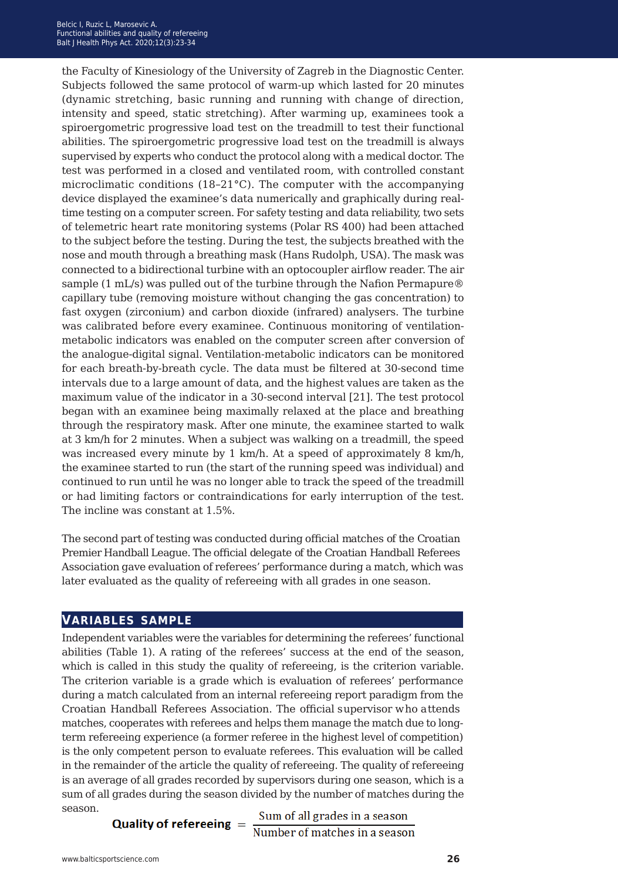the Faculty of Kinesiology of the University of Zagreb in the Diagnostic Center. Subjects followed the same protocol of warm-up which lasted for 20 minutes (dynamic stretching, basic running and running with change of direction, intensity and speed, static stretching). After warming up, examinees took a spiroergometric progressive load test on the treadmill to test their functional abilities. The spiroergometric progressive load test on the treadmill is always supervised by experts who conduct the protocol along with a medical doctor. The test was performed in a closed and ventilated room, with controlled constant microclimatic conditions (18–21°C). The computer with the accompanying device displayed the examinee's data numerically and graphically during real-time testing on a computer screen. For safety testing and data reliability, two sets of telemetric heart rate monitoring systems (Polar RS 400) had been attached to the subject before the testing. During the test, the subjects breathed with the nose and mouth through a breathing mask (Hans Rudolph, USA). The mask was connected to a bidirectional turbine with an optocoupler airflow reader. The air sample (1 mL/s) was pulled out of the turbine through the Nafion Permapure® capillary tube (removing moisture without changing the gas concentration) to fast oxygen (zirconium) and carbon dioxide (infrared) analysers. The turbine was calibrated before every examinee. Continuous monitoring of ventilation-metabolic indicators was enabled on the computer screen after conversion of the analogue-digital signal. Ventilation-metabolic indicators can be monitored for each breath-by-breath cycle. The data must be filtered at 30-second time intervals due to a large amount of data, and the highest values are taken as the maximum value of the indicator in a 30-second interval [21]. The test protocol began with an examinee being maximally relaxed at the place and breathing through the respiratory mask. After one minute, the examinee started to walk at 3 km/h for 2 minutes. When a subject was walking on a treadmill, the speed was increased every minute by 1 km/h. At a speed of approximately 8 km/h, the examinee started to run (the start of the running speed was individual) and continued to run until he was no longer able to track the speed of the treadmill or had limiting factors or contraindications for early interruption of the test. The incline was constant at 1.5%.

The second part of testing was conducted during official matches of the Croatian Premier Handball League. The official delegate of the Croatian Handball Referees Association gave evaluation of referees' performance during a match, which was later evaluated as the quality of refereeing with all grades in one season.

## Variables sample

Independent variables were the variables for determining the referees' functional abilities (Table 1). A rating of the referees' success at the end of the season, which is called in this study the quality of refereeing, is the criterion variable. The criterion variable is a grade which is evaluation of referees' performance during a match calculated from an internal refereeing report paradigm from the Croatian Handball Referees Association. The official supervisor who attends matches, cooperates with referees and helps them manage the match due to long-term refereeing experience (a former referee in the highest level of competition) is the only competent person to evaluate referees. This evaluation will be called in the remainder of the article the quality of refereeing. The quality of refereeing is an average of all grades recorded by supervisors during one season, which is a sum of all grades during the season divided by the number of matches during the season.

$$\textbf{Quality of refereeing} = \frac{\text{Sum of all grades in a season}}{\text{Number of matches in a season}}$$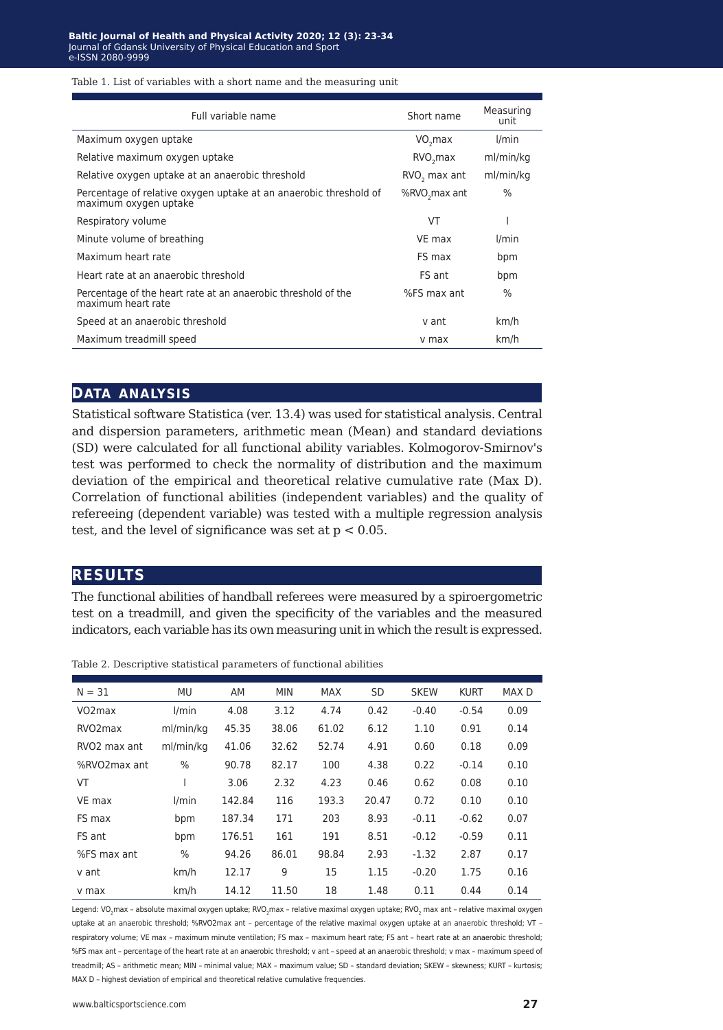Table 1. List of variables with a short name and the measuring unit

| Full variable name | Short name | Measuring unit |
|---|---|---|
| Maximum oxygen uptake | $VO_2max$ | l/min |
| Relative maximum oxygen uptake | $RVO_2max$ | ml/min/kg |
| Relative oxygen uptake at an anaerobic threshold | $RVO_2$ max ant | ml/min/kg |
| Percentage of relative oxygen uptake at an anaerobic threshold of maximum oxygen uptake | $\%RVO_2max$ ant | % |
| Respiratory volume | VT | l |
| Minute volume of breathing | VE max | l/min |
| Maximum heart rate | FS max | bpm |
| Heart rate at an anaerobic threshold | FS ant | bpm |
| Percentage of the heart rate at an anaerobic threshold of the maximum heart rate | %FS max ant | % |
| Speed at an anaerobic threshold | v ant | km/h |
| Maximum treadmill speed | v max | km/h |

## DATA ANALYSIS

Statistical software Statistica (ver. 13.4) was used for statistical analysis. Central and dispersion parameters, arithmetic mean (Mean) and standard deviations (SD) were calculated for all functional ability variables. Kolmogorov-Smirnov's test was performed to check the normality of distribution and the maximum deviation of the empirical and theoretical relative cumulative rate (Max D). Correlation of functional abilities (independent variables) and the quality of refereeing (dependent variable) was tested with a multiple regression analysis test, and the level of significance was set at $p < 0.05$.

## RESULTS

The functional abilities of handball referees were measured by a spiroergometric test on a treadmill, and given the specificity of the variables and the measured indicators, each variable has its own measuring unit in which the result is expressed.

Table 2. Descriptive statistical parameters of functional abilities

| N = 31 | MU | AM | MIN | MAX | SD | SKEW | KURT | MAX D |
|---|---|---|---|---|---|---|---|---|
| VO2max | l/min | 4.08 | 3.12 | 4.74 | 0.42 | -0.40 | -0.54 | 0.09 |
| RVO2max | ml/min/kg | 45.35 | 38.06 | 61.02 | 6.12 | 1.10 | 0.91 | 0.14 |
| RVO2 max ant | ml/min/kg | 41.06 | 32.62 | 52.74 | 4.91 | 0.60 | 0.18 | 0.09 |
| %RVO2max ant | % | 90.78 | 82.17 | 100 | 4.38 | 0.22 | -0.14 | 0.10 |
| VT | l | 3.06 | 2.32 | 4.23 | 0.46 | 0.62 | 0.08 | 0.10 |
| VE max | l/min | 142.84 | 116 | 193.3 | 20.47 | 0.72 | 0.10 | 0.10 |
| FS max | bpm | 187.34 | 171 | 203 | 8.93 | -0.11 | -0.62 | 0.07 |
| FS ant | bpm | 176.51 | 161 | 191 | 8.51 | -0.12 | -0.59 | 0.11 |
| %FS max ant | % | 94.26 | 86.01 | 98.84 | 2.93 | -1.32 | 2.87 | 0.17 |
| v ant | km/h | 12.17 | 9 | 15 | 1.15 | -0.20 | 1.75 | 0.16 |
| v max | km/h | 14.12 | 11.50 | 18 | 1.48 | 0.11 | 0.44 | 0.14 |

Legend: $VO_2max$ – absolute maximal oxygen uptake; $RVO_2max$ – relative maximal oxygen uptake; $RVO_2$ max ant – relative maximal oxygen uptake at an anaerobic threshold; %RVO2max ant – percentage of the relative maximal oxygen uptake at an anaerobic threshold; VT – respiratory volume; VE max – maximum minute ventilation; FS max – maximum heart rate; FS ant – heart rate at an anaerobic threshold; %FS max ant – percentage of the heart rate at an anaerobic threshold; v ant – speed at an anaerobic threshold; v max – maximum speed of treadmill; AS – arithmetic mean; MIN – minimal value; MAX – maximum value; SD – standard deviation; SKEW – skewness; KURT – kurtosis; MAX D – highest deviation of empirical and theoretical relative cumulative frequencies.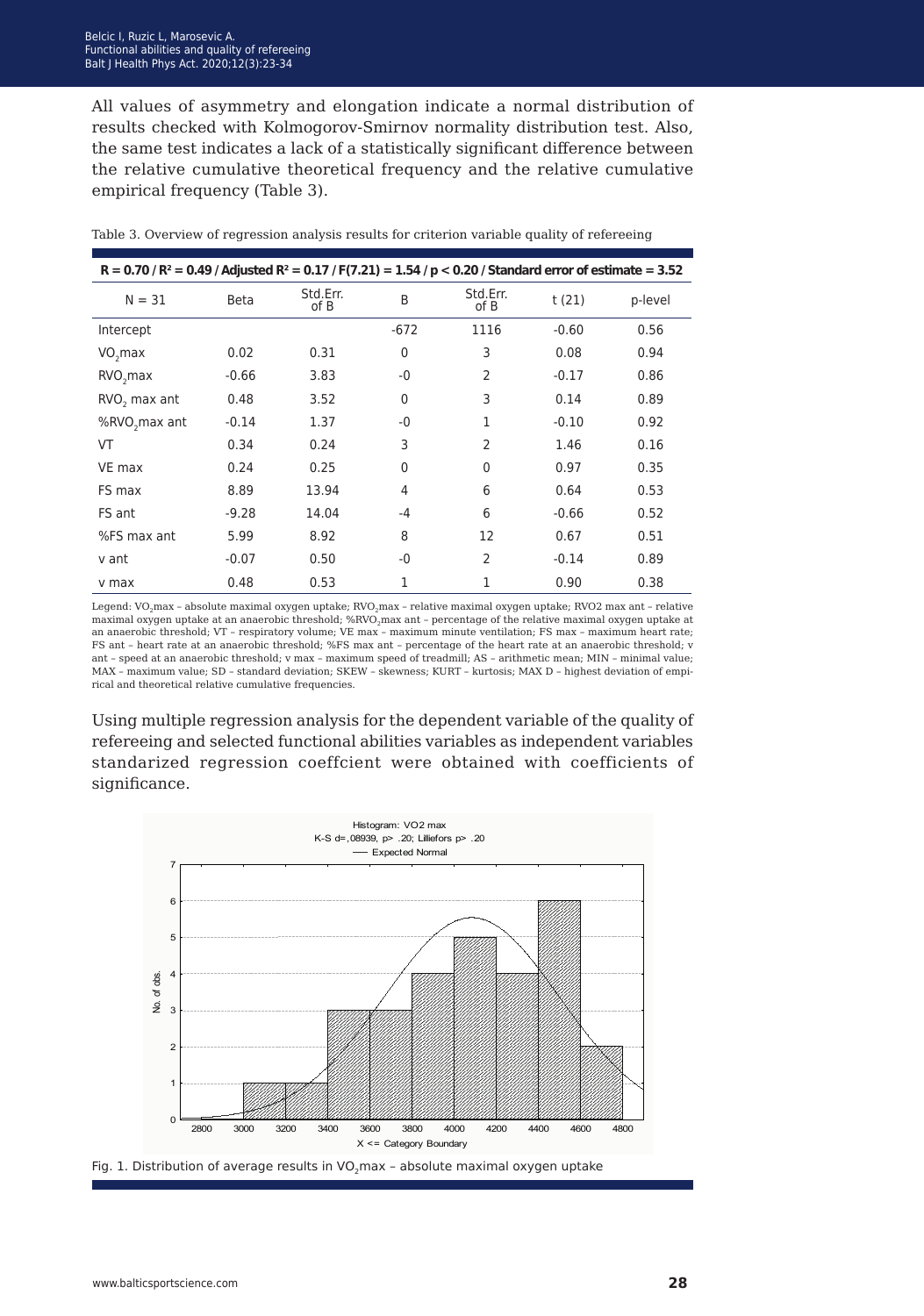All values of asymmetry and elongation indicate a normal distribution of results checked with Kolmogorov-Smirnov normality distribution test. Also, the same test indicates a lack of a statistically significant difference between the relative cumulative theoretical frequency and the relative cumulative empirical frequency (Table 3).

Table 3. Overview of regression analysis results for criterion variable quality of refereeing

| $R = 0.70$ / $R^2 = 0.49$ / Adjusted $R^2 = 0.17$ / $F(7.21) = 1.54$ / $p < 0.20$ / Standard error of estimate = 3.52 | | | | | | |
|---|---|---|---|---|---|---|
| N = 31 | Beta | Std.Err. of B | B | Std.Err. of B | t (21) | p-level |
| Intercept | | | -672 | 1116 | -0.60 | 0.56 |
| $VO_2$max | 0.02 | 0.31 | 0 | 3 | 0.08 | 0.94 |
| $RVO_2$max | -0.66 | 3.83 | -0 | 2 | -0.17 | 0.86 |
| $RVO_2$ max ant | 0.48 | 3.52 | 0 | 3 | 0.14 | 0.89 |
| %$RVO_2$max ant | -0.14 | 1.37 | -0 | 1 | -0.10 | 0.92 |
| VT | 0.34 | 0.24 | 3 | 2 | 1.46 | 0.16 |
| VE max | 0.24 | 0.25 | 0 | 0 | 0.97 | 0.35 |
| FS max | 8.89 | 13.94 | 4 | 6 | 0.64 | 0.53 |
| FS ant | -9.28 | 14.04 | -4 | 6 | -0.66 | 0.52 |
| %FS max ant | 5.99 | 8.92 | 8 | 12 | 0.67 | 0.51 |
| v ant | -0.07 | 0.50 | -0 | 2 | -0.14 | 0.89 |
| v max | 0.48 | 0.53 | 1 | 1 | 0.90 | 0.38 |

Legend: $VO_2$max – absolute maximal oxygen uptake; $RVO_2$max – relative maximal oxygen uptake; RVO2 max ant – relative maximal oxygen uptake at an anaerobic threshold; %$RVO_2$max ant – percentage of the relative maximal oxygen uptake at an anaerobic threshold; VT – respiratory volume; VE max – maximum minute ventilation; FS max – maximum heart rate; FS ant – heart rate at an anaerobic threshold; %FS max ant – percentage of the heart rate at an anaerobic threshold; v ant – speed at an anaerobic threshold; v max – maximum speed of treadmill; AS – arithmetic mean; MIN – minimal value; MAX – maximum value; SD – standard deviation; SKEW – skewness; KURT – kurtosis; MAX D – highest deviation of empirical and theoretical relative cumulative frequencies.

Using multiple regression analysis for the dependent variable of the quality of refereeing and selected functional abilities variables as independent variables standarized regression coeffcient were obtained with coefficients of significance.

Fig. 1. Distribution of average results in $VO_2$max – absolute maximal oxygen uptake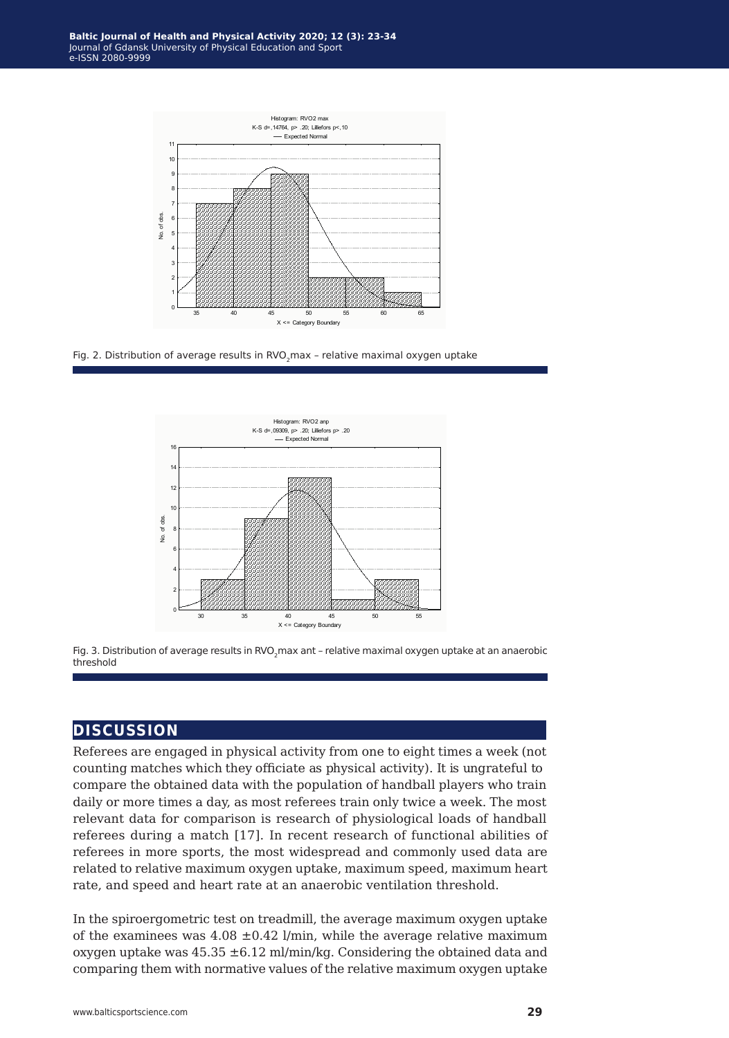Fig. 2. Distribution of average results in $RVO_2$max – relative maximal oxygen uptake

Fig. 3. Distribution of average results in $RVO_2$max ant – relative maximal oxygen uptake at an anaerobic threshold

## DISCUSSION

Referees are engaged in physical activity from one to eight times a week (not counting matches which they officiate as physical activity). It is ungrateful to compare the obtained data with the population of handball players who train daily or more times a day, as most referees train only twice a week. The most relevant data for comparison is research of physiological loads of handball referees during a match [17]. In recent research of functional abilities of referees in more sports, the most widespread and commonly used data are related to relative maximum oxygen uptake, maximum speed, maximum heart rate, and speed and heart rate at an anaerobic ventilation threshold.

In the spiroergometric test on treadmill, the average maximum oxygen uptake of the examinees was 4.08 ±0.42 l/min, while the average relative maximum oxygen uptake was 45.35 ±6.12 ml/min/kg. Considering the obtained data and comparing them with normative values of the relative maximum oxygen uptake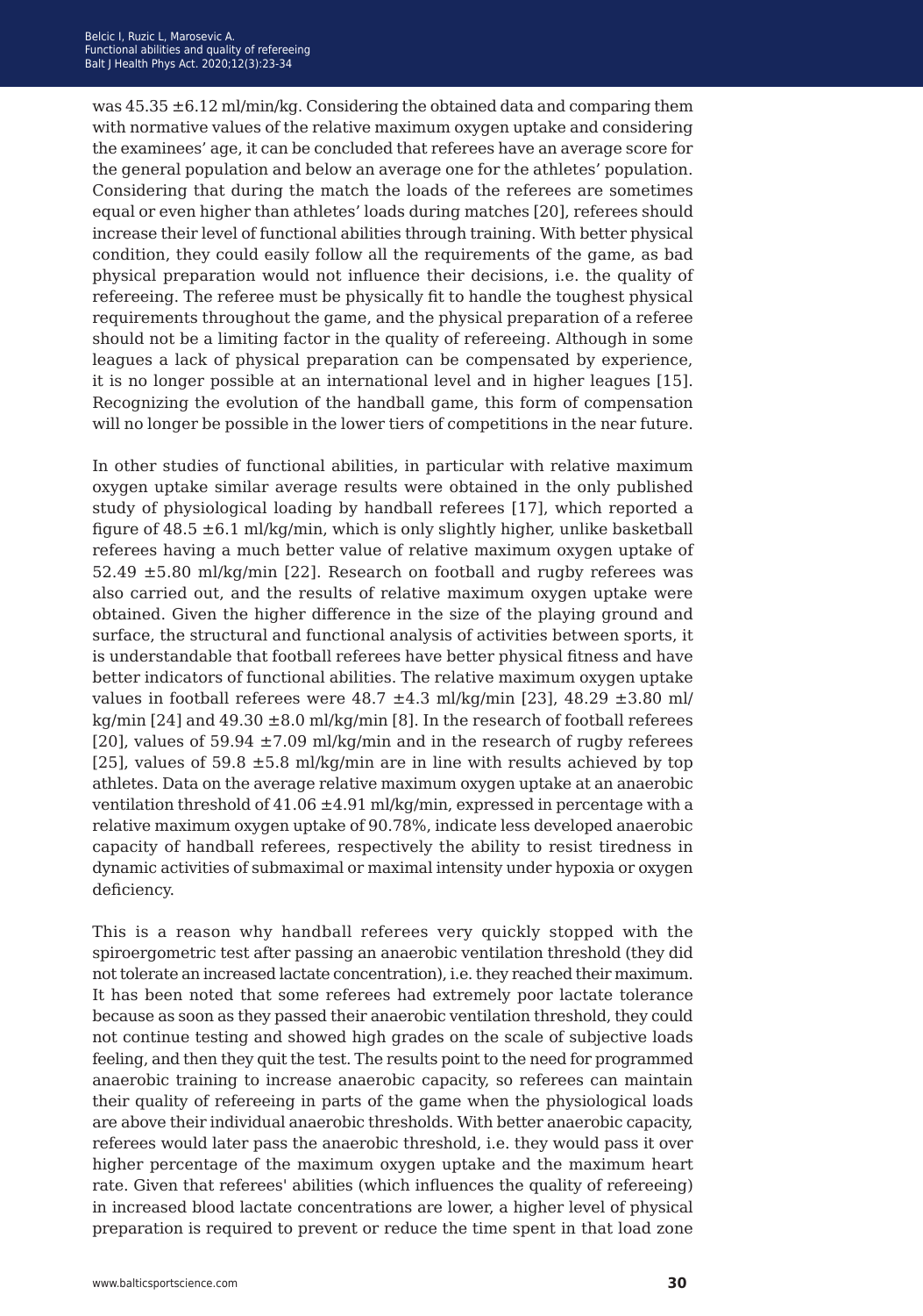was 45.35 ±6.12 ml/min/kg. Considering the obtained data and comparing them with normative values of the relative maximum oxygen uptake and considering the examinees' age, it can be concluded that referees have an average score for the general population and below an average one for the athletes' population. Considering that during the match the loads of the referees are sometimes equal or even higher than athletes' loads during matches [20], referees should increase their level of functional abilities through training. With better physical condition, they could easily follow all the requirements of the game, as bad physical preparation would not influence their decisions, i.e. the quality of refereeing. The referee must be physically fit to handle the toughest physical requirements throughout the game, and the physical preparation of a referee should not be a limiting factor in the quality of refereeing. Although in some leagues a lack of physical preparation can be compensated by experience, it is no longer possible at an international level and in higher leagues [15]. Recognizing the evolution of the handball game, this form of compensation will no longer be possible in the lower tiers of competitions in the near future.

In other studies of functional abilities, in particular with relative maximum oxygen uptake similar average results were obtained in the only published study of physiological loading by handball referees [17], which reported a figure of 48.5 ±6.1 ml/kg/min, which is only slightly higher, unlike basketball referees having a much better value of relative maximum oxygen uptake of 52.49 ±5.80 ml/kg/min [22]. Research on football and rugby referees was also carried out, and the results of relative maximum oxygen uptake were obtained. Given the higher difference in the size of the playing ground and surface, the structural and functional analysis of activities between sports, it is understandable that football referees have better physical fitness and have better indicators of functional abilities. The relative maximum oxygen uptake values in football referees were 48.7 ±4.3 ml/kg/min [23], 48.29 ±3.80 ml/kg/min [24] and 49.30 ±8.0 ml/kg/min [8]. In the research of football referees [20], values of 59.94 ±7.09 ml/kg/min and in the research of rugby referees [25], values of 59.8 ±5.8 ml/kg/min are in line with results achieved by top athletes. Data on the average relative maximum oxygen uptake at an anaerobic ventilation threshold of 41.06 ±4.91 ml/kg/min, expressed in percentage with a relative maximum oxygen uptake of 90.78%, indicate less developed anaerobic capacity of handball referees, respectively the ability to resist tiredness in dynamic activities of submaximal or maximal intensity under hypoxia or oxygen deficiency.

This is a reason why handball referees very quickly stopped with the spiroergometric test after passing an anaerobic ventilation threshold (they did not tolerate an increased lactate concentration), i.e. they reached their maximum. It has been noted that some referees had extremely poor lactate tolerance because as soon as they passed their anaerobic ventilation threshold, they could not continue testing and showed high grades on the scale of subjective loads feeling, and then they quit the test. The results point to the need for programmed anaerobic training to increase anaerobic capacity, so referees can maintain their quality of refereeing in parts of the game when the physiological loads are above their individual anaerobic thresholds. With better anaerobic capacity, referees would later pass the anaerobic threshold, i.e. they would pass it over higher percentage of the maximum oxygen uptake and the maximum heart rate. Given that referees' abilities (which influences the quality of refereeing) in increased blood lactate concentrations are lower, a higher level of physical preparation is required to prevent or reduce the time spent in that load zone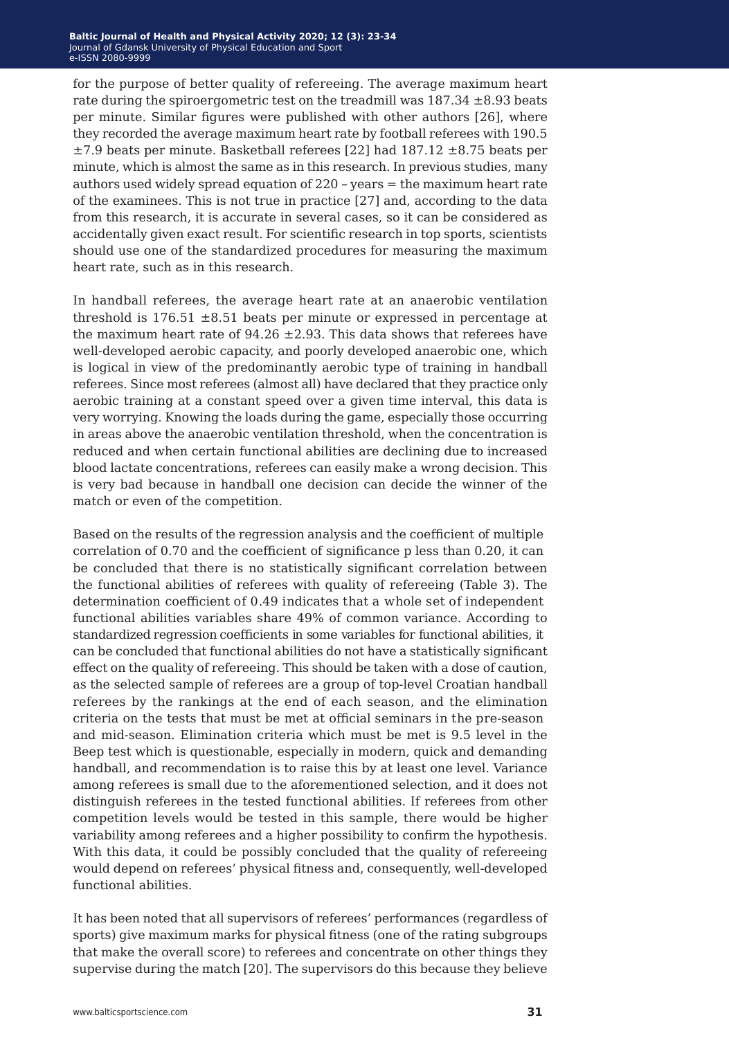for the purpose of better quality of refereeing. The average maximum heart rate during the spiroergometric test on the treadmill was 187.34 ±8.93 beats per minute. Similar figures were published with other authors [26], where they recorded the average maximum heart rate by football referees with 190.5 ±7.9 beats per minute. Basketball referees [22] had 187.12 ±8.75 beats per minute, which is almost the same as in this research. In previous studies, many authors used widely spread equation of 220 – years = the maximum heart rate of the examinees. This is not true in practice [27] and, according to the data from this research, it is accurate in several cases, so it can be considered as accidentally given exact result. For scientific research in top sports, scientists should use one of the standardized procedures for measuring the maximum heart rate, such as in this research.

In handball referees, the average heart rate at an anaerobic ventilation threshold is 176.51 ±8.51 beats per minute or expressed in percentage at the maximum heart rate of 94.26 ±2.93. This data shows that referees have well-developed aerobic capacity, and poorly developed anaerobic one, which is logical in view of the predominantly aerobic type of training in handball referees. Since most referees (almost all) have declared that they practice only aerobic training at a constant speed over a given time interval, this data is very worrying. Knowing the loads during the game, especially those occurring in areas above the anaerobic ventilation threshold, when the concentration is reduced and when certain functional abilities are declining due to increased blood lactate concentrations, referees can easily make a wrong decision. This is very bad because in handball one decision can decide the winner of the match or even of the competition.

Based on the results of the regression analysis and the coefficient of multiple correlation of 0.70 and the coefficient of significance p less than 0.20, it can be concluded that there is no statistically significant correlation between the functional abilities of referees with quality of refereeing (Table 3). The determination coefficient of 0.49 indicates that a whole set of independent functional abilities variables share 49% of common variance. According to standardized regression coefficients in some variables for functional abilities, it can be concluded that functional abilities do not have a statistically significant effect on the quality of refereeing. This should be taken with a dose of caution, as the selected sample of referees are a group of top-level Croatian handball referees by the rankings at the end of each season, and the elimination criteria on the tests that must be met at official seminars in the pre-season and mid-season. Elimination criteria which must be met is 9.5 level in the Beep test which is questionable, especially in modern, quick and demanding handball, and recommendation is to raise this by at least one level. Variance among referees is small due to the aforementioned selection, and it does not distinguish referees in the tested functional abilities. If referees from other competition levels would be tested in this sample, there would be higher variability among referees and a higher possibility to confirm the hypothesis. With this data, it could be possibly concluded that the quality of refereeing would depend on referees' physical fitness and, consequently, well-developed functional abilities.

It has been noted that all supervisors of referees' performances (regardless of sports) give maximum marks for physical fitness (one of the rating subgroups that make the overall score) to referees and concentrate on other things they supervise during the match [20]. The supervisors do this because they believe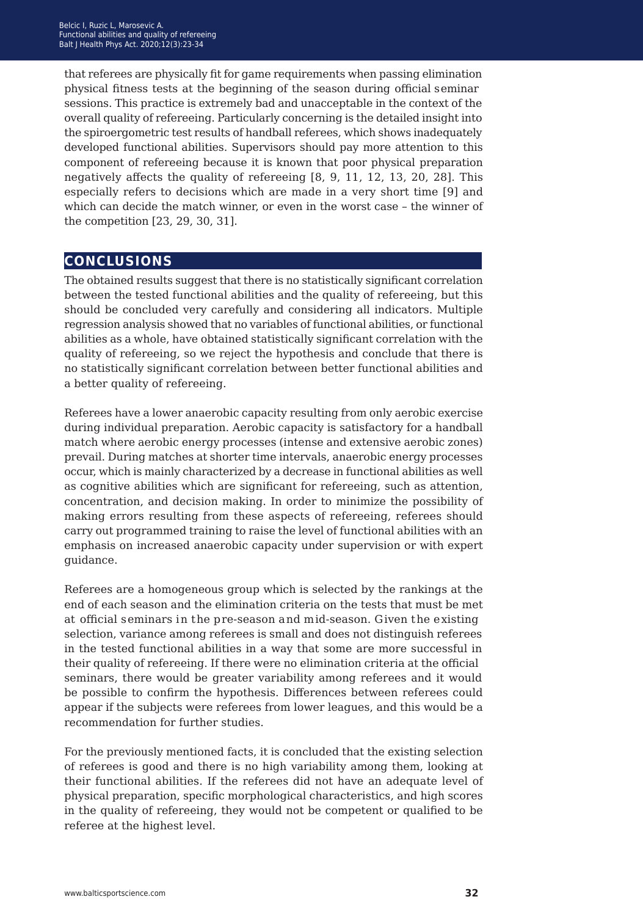that referees are physically fit for game requirements when passing elimination physical fitness tests at the beginning of the season during official seminar sessions. This practice is extremely bad and unacceptable in the context of the overall quality of refereeing. Particularly concerning is the detailed insight into the spiroergometric test results of handball referees, which shows inadequately developed functional abilities. Supervisors should pay more attention to this component of refereeing because it is known that poor physical preparation negatively affects the quality of refereeing [8, 9, 11, 12, 13, 20, 28]. This especially refers to decisions which are made in a very short time [9] and which can decide the match winner, or even in the worst case – the winner of the competition [23, 29, 30, 31].

## CONCLUSIONS

The obtained results suggest that there is no statistically significant correlation between the tested functional abilities and the quality of refereeing, but this should be concluded very carefully and considering all indicators. Multiple regression analysis showed that no variables of functional abilities, or functional abilities as a whole, have obtained statistically significant correlation with the quality of refereeing, so we reject the hypothesis and conclude that there is no statistically significant correlation between better functional abilities and a better quality of refereeing.

Referees have a lower anaerobic capacity resulting from only aerobic exercise during individual preparation. Aerobic capacity is satisfactory for a handball match where aerobic energy processes (intense and extensive aerobic zones) prevail. During matches at shorter time intervals, anaerobic energy processes occur, which is mainly characterized by a decrease in functional abilities as well as cognitive abilities which are significant for refereeing, such as attention, concentration, and decision making. In order to minimize the possibility of making errors resulting from these aspects of refereeing, referees should carry out programmed training to raise the level of functional abilities with an emphasis on increased anaerobic capacity under supervision or with expert guidance.

Referees are a homogeneous group which is selected by the rankings at the end of each season and the elimination criteria on the tests that must be met at official seminars in the pre-season and mid-season. Given the existing selection, variance among referees is small and does not distinguish referees in the tested functional abilities in a way that some are more successful in their quality of refereeing. If there were no elimination criteria at the official seminars, there would be greater variability among referees and it would be possible to confirm the hypothesis. Differences between referees could appear if the subjects were referees from lower leagues, and this would be a recommendation for further studies.

For the previously mentioned facts, it is concluded that the existing selection of referees is good and there is no high variability among them, looking at their functional abilities. If the referees did not have an adequate level of physical preparation, specific morphological characteristics, and high scores in the quality of refereeing, they would not be competent or qualified to be referee at the highest level.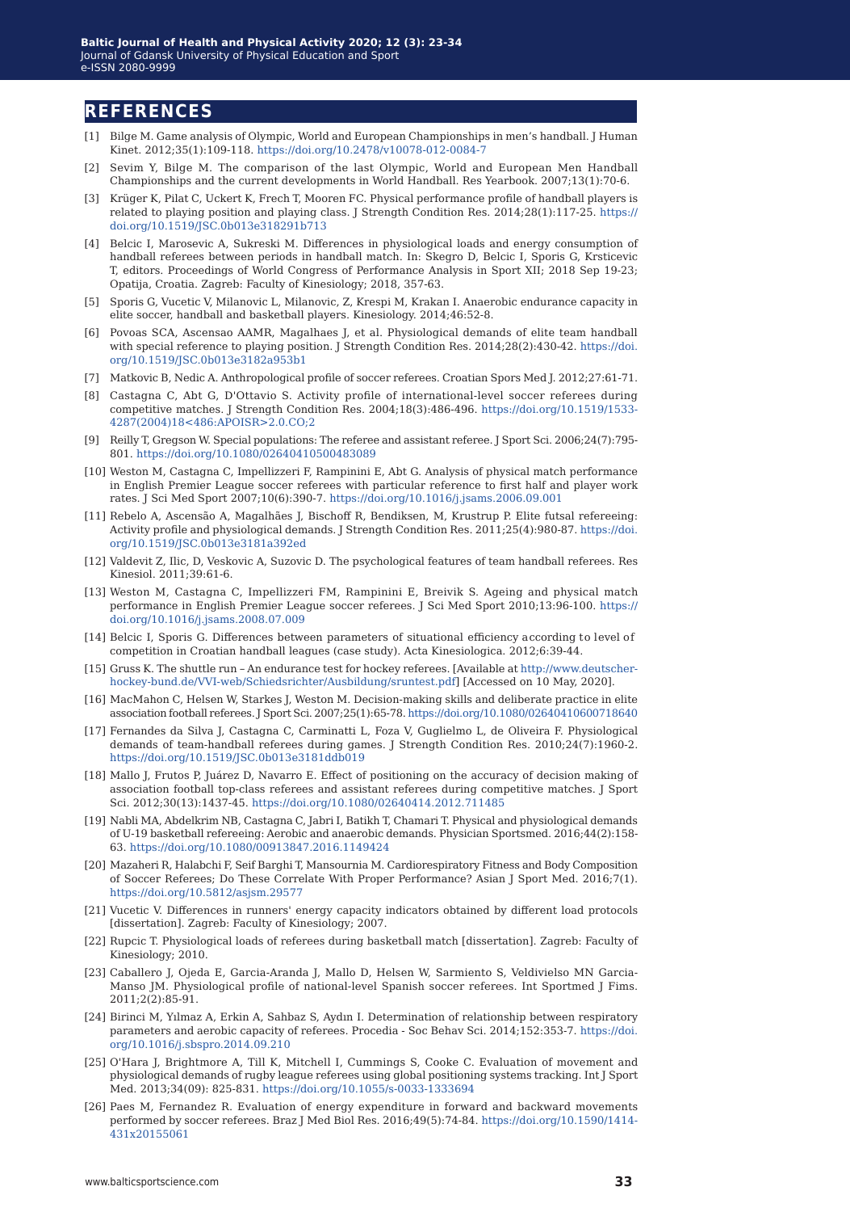## REFERENCES

[1] Bilge M. Game analysis of Olympic, World and European Championships in men's handball. J Human Kinet. 2012;35(1):109-118. https://doi.org/10.2478/v10078-012-0084-7

[2] Sevim Y, Bilge M. The comparison of the last Olympic, World and European Men Handball Championships and the current developments in World Handball. Res Yearbook. 2007;13(1):70-6.

[3] Krüger K, Pilat C, Uckert K, Frech T, Mooren FC. Physical performance profile of handball players is related to playing position and playing class. J Strength Condition Res. 2014;28(1):117-25. https://doi.org/10.1519/JSC.0b013e318291b713

[4] Belcic I, Marosevic A, Sukreski M. Differences in physiological loads and energy consumption of handball referees between periods in handball match. In: Skegro D, Belcic I, Sporis G, Krsticevic T, editors. Proceedings of World Congress of Performance Analysis in Sport XII; 2018 Sep 19-23; Opatija, Croatia. Zagreb: Faculty of Kinesiology; 2018, 357-63.

[5] Sporis G, Vucetic V, Milanovic L, Milanovic, Z, Krespi M, Krakan I. Anaerobic endurance capacity in elite soccer, handball and basketball players. Kinesiology. 2014;46:52-8.

[6] Povoas SCA, Ascensao AAMR, Magalhaes J, et al. Physiological demands of elite team handball with special reference to playing position. J Strength Condition Res. 2014;28(2):430-42. https://doi.org/10.1519/JSC.0b013e3182a953b1

[7] Matkovic B, Nedic A. Anthropological profile of soccer referees. Croatian Spors Med J. 2012;27:61-71.

[8] Castagna C, Abt G, D'Ottavio S. Activity profile of international-level soccer referees during competitive matches. J Strength Condition Res. 2004;18(3):486-496. https://doi.org/10.1519/1533-4287(2004)18<486:APOISR>2.0.CO;2

[9] Reilly T, Gregson W. Special populations: The referee and assistant referee. J Sport Sci. 2006;24(7):795-801. https://doi.org/10.1080/02640410500483089

[10] Weston M, Castagna C, Impellizzeri F, Rampinini E, Abt G. Analysis of physical match performance in English Premier League soccer referees with particular reference to first half and player work rates. J Sci Med Sport 2007;10(6):390-7. https://doi.org/10.1016/j.jsams.2006.09.001

[11] Rebelo A, Ascensão A, Magalhães J, Bischoff R, Bendiksen, M, Krustrup P. Elite futsal refereeing: Activity profile and physiological demands. J Strength Condition Res. 2011;25(4):980-87. https://doi.org/10.1519/JSC.0b013e3181a392ed

[12] Valdevit Z, Ilic, D, Veskovic A, Suzovic D. The psychological features of team handball referees. Res Kinesiol. 2011;39:61-6.

[13] Weston M, Castagna C, Impellizzeri FM, Rampinini E, Breivik S. Ageing and physical match performance in English Premier League soccer referees. J Sci Med Sport 2010;13:96-100. https://doi.org/10.1016/j.jsams.2008.07.009

[14] Belcic I, Sporis G. Differences between parameters of situational efficiency according to level of competition in Croatian handball leagues (case study). Acta Kinesiologica. 2012;6:39-44.

[15] Gruss K. The shuttle run – An endurance test for hockey referees. [Available at http://www.deutscher-hockey-bund.de/VVI-web/Schiedsrichter/Ausbildung/sruntest.pdf] [Accessed on 10 May, 2020].

[16] MacMahon C, Helsen W, Starkes J, Weston M. Decision-making skills and deliberate practice in elite association football referees. J Sport Sci. 2007;25(1):65-78. https://doi.org/10.1080/02640410600718640

[17] Fernandes da Silva J, Castagna C, Carminatti L, Foza V, Guglielmo L, de Oliveira F. Physiological demands of team-handball referees during games. J Strength Condition Res. 2010;24(7):1960-2. https://doi.org/10.1519/JSC.0b013e3181ddb019

[18] Mallo J, Frutos P, Juárez D, Navarro E. Effect of positioning on the accuracy of decision making of association football top-class referees and assistant referees during competitive matches. J Sport Sci. 2012;30(13):1437-45. https://doi.org/10.1080/02640414.2012.711485

[19] Nabli MA, Abdelkrim NB, Castagna C, Jabri I, Batikh T, Chamari T. Physical and physiological demands of U-19 basketball refereeing: Aerobic and anaerobic demands. Physician Sportsmed. 2016;44(2):158-63. https://doi.org/10.1080/00913847.2016.1149424

[20] Mazaheri R, Halabchi F, Seif Barghi T, Mansournia M. Cardiorespiratory Fitness and Body Composition of Soccer Referees; Do These Correlate With Proper Performance? Asian J Sport Med. 2016;7(1). https://doi.org/10.5812/asjsm.29577

[21] Vucetic V. Differences in runners' energy capacity indicators obtained by different load protocols [dissertation]. Zagreb: Faculty of Kinesiology; 2007.

[22] Rupcic T. Physiological loads of referees during basketball match [dissertation]. Zagreb: Faculty of Kinesiology; 2010.

[23] Caballero J, Ojeda E, Garcia-Aranda J, Mallo D, Helsen W, Sarmiento S, Veldivielso MN Garcia-Manso JM. Physiological profile of national-level Spanish soccer referees. Int Sportmed J Fims. 2011;2(2):85-91.

[24] Birinci M, Yılmaz A, Erkin A, Sahbaz S, Aydın I. Determination of relationship between respiratory parameters and aerobic capacity of referees. Procedia - Soc Behav Sci. 2014;152:353-7. https://doi.org/10.1016/j.sbspro.2014.09.210

[25] O'Hara J, Brightmore A, Till K, Mitchell I, Cummings S, Cooke C. Evaluation of movement and physiological demands of rugby league referees using global positioning systems tracking. Int J Sport Med. 2013;34(09): 825-831. https://doi.org/10.1055/s-0033-1333694

[26] Paes M, Fernandez R. Evaluation of energy expenditure in forward and backward movements performed by soccer referees. Braz J Med Biol Res. 2016;49(5):74-84. https://doi.org/10.1590/1414-431x20155061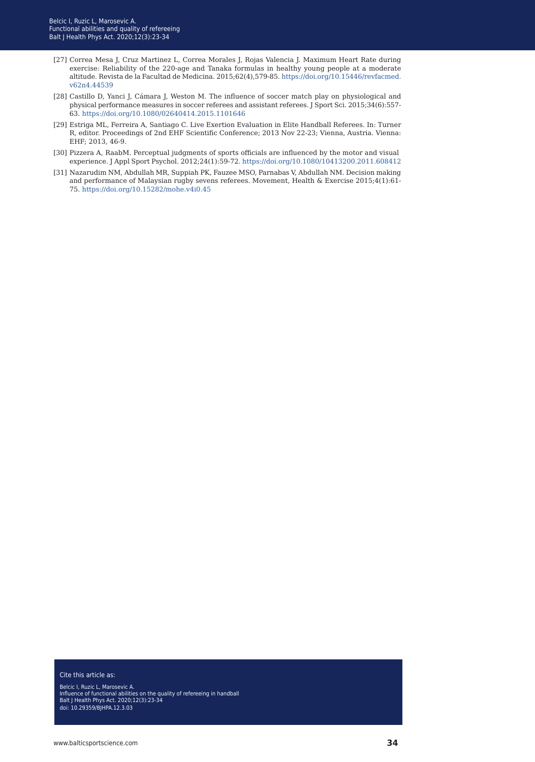[27] Correa Mesa J, Cruz Martinez L, Correa Morales J, Rojas Valencia J. Maximum Heart Rate during exercise: Reliability of the 220-age and Tanaka formulas in healthy young people at a moderate altitude. Revista de la Facultad de Medicina. 2015;62(4),579-85. https://doi.org/10.15446/revfacmed.v62n4.44539

[28] Castillo D, Yanci J, Cámara J, Weston M. The influence of soccer match play on physiological and physical performance measures in soccer referees and assistant referees. J Sport Sci. 2015;34(6):557-63. https://doi.org/10.1080/02640414.2015.1101646

[29] Estriga ML, Ferreira A, Santiago C. Live Exertion Evaluation in Elite Handball Referees. In: Turner R, editor. Proceedings of 2nd EHF Scientific Conference; 2013 Nov 22-23; Vienna, Austria. Vienna: EHF; 2013, 46-9.

[30] Pizzera A, RaabM. Perceptual judgments of sports officials are influenced by the motor and visual experience. J Appl Sport Psychol. 2012;24(1):59-72. https://doi.org/10.1080/10413200.2011.608412

[31] Nazarudim NM, Abdullah MR, Suppiah PK, Fauzee MSO, Parnabas V, Abdullah NM. Decision making and performance of Malaysian rugby sevens referees. Movement, Health & Exercise 2015;4(1):61-75. https://doi.org/10.15282/mohe.v4i0.45

Cite this article as:

Belcic I, Ruzic L, Marosevic A.
Influence of functional abilities on the quality of refereeing in handball
Balt J Health Phys Act. 2020;12(3):23-34
doi: 10.29359/BJHPA.12.3.03